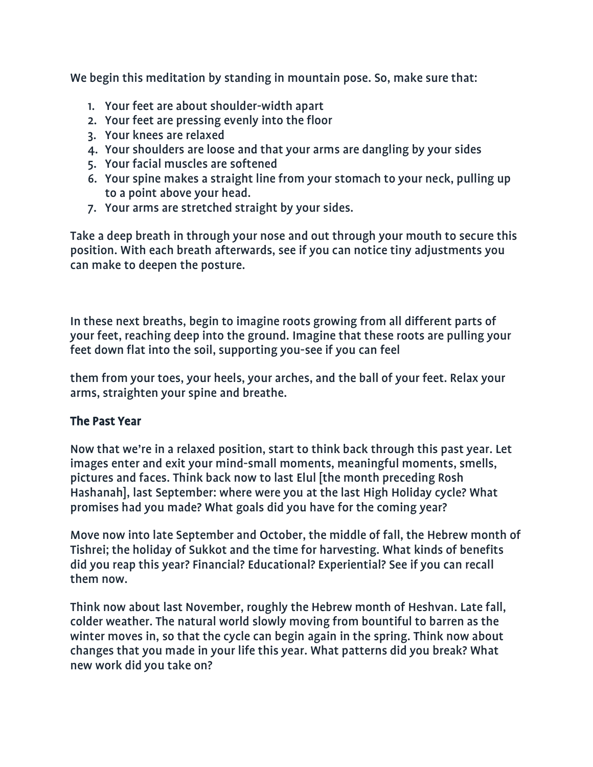We begin this meditation by standing in mountain pose. So, make sure that:

1. Your feet are about shoulder-width apart
2. Your feet are pressing evenly into the floor
3. Your knees are relaxed
4. Your shoulders are loose and that your arms are dangling by your sides
5. Your facial muscles are softened
6. Your spine makes a straight line from your stomach to your neck, pulling up to a point above your head.
7. Your arms are stretched straight by your sides.

Take a deep breath in through your nose and out through your mouth to secure this position. With each breath afterwards, see if you can notice tiny adjustments you can make to deepen the posture.

In these next breaths, begin to imagine roots growing from all different parts of your feet, reaching deep into the ground. Imagine that these roots are pulling your feet down flat into the soil, supporting you-see if you can feel

them from your toes, your heels, your arches, and the ball of your feet. Relax your arms, straighten your spine and breathe.

## The Past Year

Now that we're in a relaxed position, start to think back through this past year. Let images enter and exit your mind-small moments, meaningful moments, smells, pictures and faces. Think back now to last Elul [the month preceding Rosh Hashanah], last September: where were you at the last High Holiday cycle? What promises had you made? What goals did you have for the coming year?

Move now into late September and October, the middle of fall, the Hebrew month of Tishrei; the holiday of Sukkot and the time for harvesting. What kinds of benefits did you reap this year? Financial? Educational? Experiential? See if you can recall them now.

Think now about last November, roughly the Hebrew month of Heshvan. Late fall, colder weather. The natural world slowly moving from bountiful to barren as the winter moves in, so that the cycle can begin again in the spring. Think now about changes that you made in your life this year. What patterns did you break? What new work did you take on?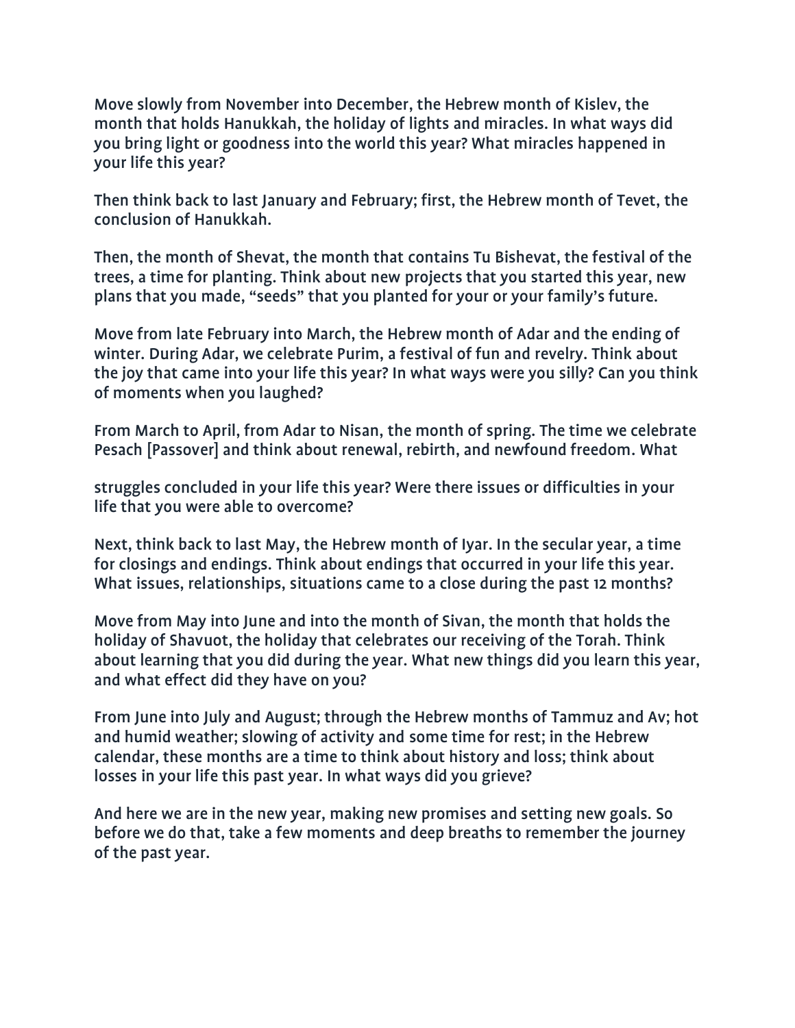Move slowly from November into December, the Hebrew month of Kislev, the month that holds Hanukkah, the holiday of lights and miracles. In what ways did you bring light or goodness into the world this year? What miracles happened in your life this year?

Then think back to last January and February; first, the Hebrew month of Tevet, the conclusion of Hanukkah.

Then, the month of Shevat, the month that contains Tu Bishevat, the festival of the trees, a time for planting. Think about new projects that you started this year, new plans that you made, "seeds" that you planted for your or your family's future.

Move from late February into March, the Hebrew month of Adar and the ending of winter. During Adar, we celebrate Purim, a festival of fun and revelry. Think about the joy that came into your life this year? In what ways were you silly? Can you think of moments when you laughed?

From March to April, from Adar to Nisan, the month of spring. The time we celebrate Pesach [Passover] and think about renewal, rebirth, and newfound freedom. What struggles concluded in your life this year? Were there issues or difficulties in your life that you were able to overcome?

Next, think back to last May, the Hebrew month of Iyar. In the secular year, a time for closings and endings. Think about endings that occurred in your life this year. What issues, relationships, situations came to a close during the past 12 months?

Move from May into June and into the month of Sivan, the month that holds the holiday of Shavuot, the holiday that celebrates our receiving of the Torah. Think about learning that you did during the year. What new things did you learn this year, and what effect did they have on you?

From June into July and August; through the Hebrew months of Tammuz and Av; hot and humid weather; slowing of activity and some time for rest; in the Hebrew calendar, these months are a time to think about history and loss; think about losses in your life this past year. In what ways did you grieve?

And here we are in the new year, making new promises and setting new goals. So before we do that, take a few moments and deep breaths to remember the journey of the past year.